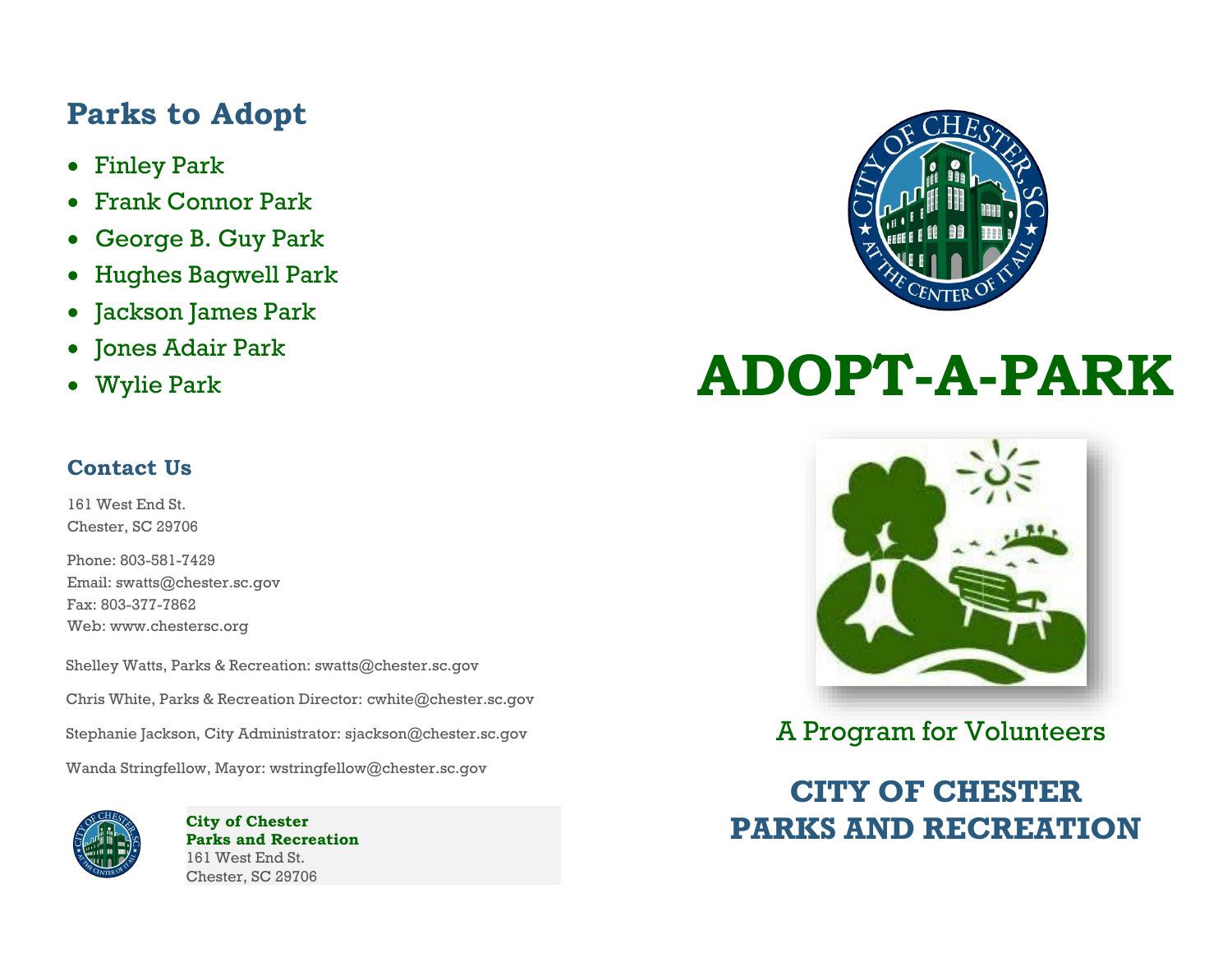## Parks to Adopt

- Finley Park
- Frank Connor Park
- George B. Guy Park
- Hughes Bagwell Park
- Jackson James Park
- Jones Adair Park
- Wylie Park

### Contact Us

161 West End St.
Chester, SC 29706

Phone: 803-581-7429
Email: swatts@chester.sc.gov
Fax: 803-377-7862
Web: www.chestersc.org

Shelley Watts, Parks & Recreation: swatts@chester.sc.gov

Chris White, Parks & Recreation Director: cwhite@chester.sc.gov

Stephanie Jackson, City Administrator: sjackson@chester.sc.gov

Wanda Stringfellow, Mayor: wstringfellow@chester.sc.gov

**City of Chester**
**Parks and Recreation**
161 West End St.
Chester, SC 29706

# ADOPT-A-PARK

A Program for Volunteers

## CITY OF CHESTER
## PARKS AND RECREATION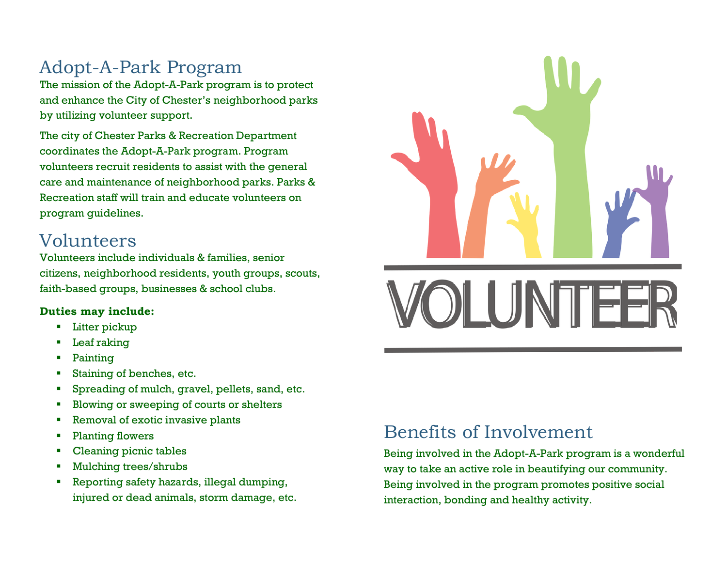## Adopt-A-Park Program

The mission of the Adopt-A-Park program is to protect and enhance the City of Chester's neighborhood parks by utilizing volunteer support.

The city of Chester Parks & Recreation Department coordinates the Adopt-A-Park program. Program volunteers recruit residents to assist with the general care and maintenance of neighborhood parks. Parks & Recreation staff will train and educate volunteers on program guidelines.

## Volunteers

Volunteers include individuals & families, senior citizens, neighborhood residents, youth groups, scouts, faith-based groups, businesses & school clubs.

**Duties may include:**

- Litter pickup
- Leaf raking
- Painting
- Staining of benches, etc.
- Spreading of mulch, gravel, pellets, sand, etc.
- Blowing or sweeping of courts or shelters
- Removal of exotic invasive plants
- Planting flowers
- Cleaning picnic tables
- Mulching trees/shrubs
- Reporting safety hazards, illegal dumping, injured or dead animals, storm damage, etc.

VOLUNTEER

## Benefits of Involvement

Being involved in the Adopt-A-Park program is a wonderful way to take an active role in beautifying our community. Being involved in the program promotes positive social interaction, bonding and healthy activity.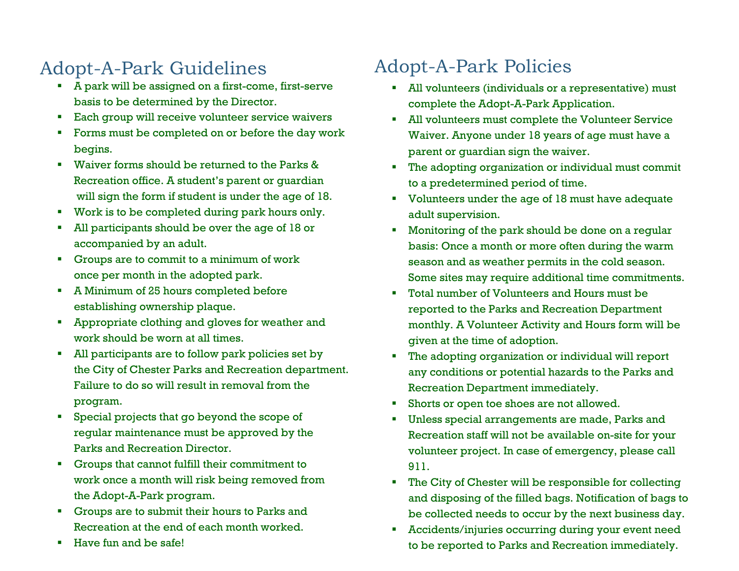# Adopt-A-Park Guidelines

- A park will be assigned on a first-come, first-serve basis to be determined by the Director.
- Each group will receive volunteer service waivers
- Forms must be completed on or before the day work begins.
- Waiver forms should be returned to the Parks & Recreation office. A student's parent or guardian will sign the form if student is under the age of 18.
- Work is to be completed during park hours only.
- All participants should be over the age of 18 or accompanied by an adult.
- Groups are to commit to a minimum of work once per month in the adopted park.
- A Minimum of 25 hours completed before establishing ownership plaque.
- Appropriate clothing and gloves for weather and work should be worn at all times.
- All participants are to follow park policies set by the City of Chester Parks and Recreation department. Failure to do so will result in removal from the program.
- Special projects that go beyond the scope of regular maintenance must be approved by the Parks and Recreation Director.
- Groups that cannot fulfill their commitment to work once a month will risk being removed from the Adopt-A-Park program.
- Groups are to submit their hours to Parks and Recreation at the end of each month worked.
- Have fun and be safe!

# Adopt-A-Park Policies

- All volunteers (individuals or a representative) must complete the Adopt-A-Park Application.
- All volunteers must complete the Volunteer Service Waiver. Anyone under 18 years of age must have a parent or guardian sign the waiver.
- The adopting organization or individual must commit to a predetermined period of time.
- Volunteers under the age of 18 must have adequate adult supervision.
- Monitoring of the park should be done on a regular basis: Once a month or more often during the warm season and as weather permits in the cold season. Some sites may require additional time commitments.
- Total number of Volunteers and Hours must be reported to the Parks and Recreation Department monthly. A Volunteer Activity and Hours form will be given at the time of adoption.
- The adopting organization or individual will report any conditions or potential hazards to the Parks and Recreation Department immediately.
- Shorts or open toe shoes are not allowed.
- Unless special arrangements are made, Parks and Recreation staff will not be available on-site for your volunteer project. In case of emergency, please call 911.
- The City of Chester will be responsible for collecting and disposing of the filled bags. Notification of bags to be collected needs to occur by the next business day.
- Accidents/injuries occurring during your event need to be reported to Parks and Recreation immediately.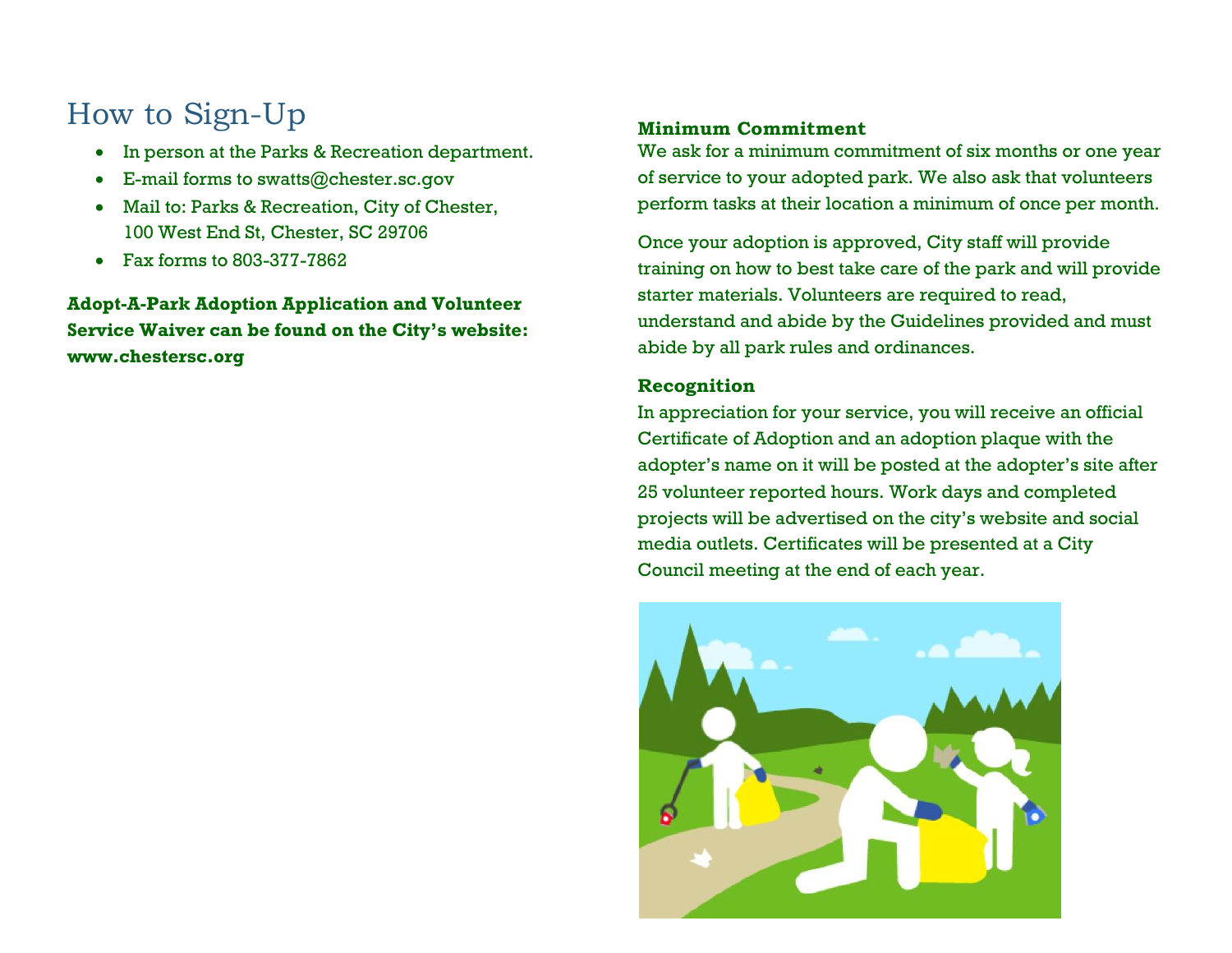# How to Sign-Up

- In person at the Parks & Recreation department.
- E-mail forms to swatts@chester.sc.gov
- Mail to: Parks & Recreation, City of Chester, 100 West End St, Chester, SC 29706
- Fax forms to 803-377-7862

**Adopt-A-Park Adoption Application and Volunteer Service Waiver can be found on the City's website: www.chestersc.org**

**Minimum Commitment**

We ask for a minimum commitment of six months or one year of service to your adopted park. We also ask that volunteers perform tasks at their location a minimum of once per month.

Once your adoption is approved, City staff will provide training on how to best take care of the park and will provide starter materials. Volunteers are required to read, understand and abide by the Guidelines provided and must abide by all park rules and ordinances.

**Recognition**

In appreciation for your service, you will receive an official Certificate of Adoption and an adoption plaque with the adopter's name on it will be posted at the adopter's site after 25 volunteer reported hours. Work days and completed projects will be advertised on the city's website and social media outlets. Certificates will be presented at a City Council meeting at the end of each year.